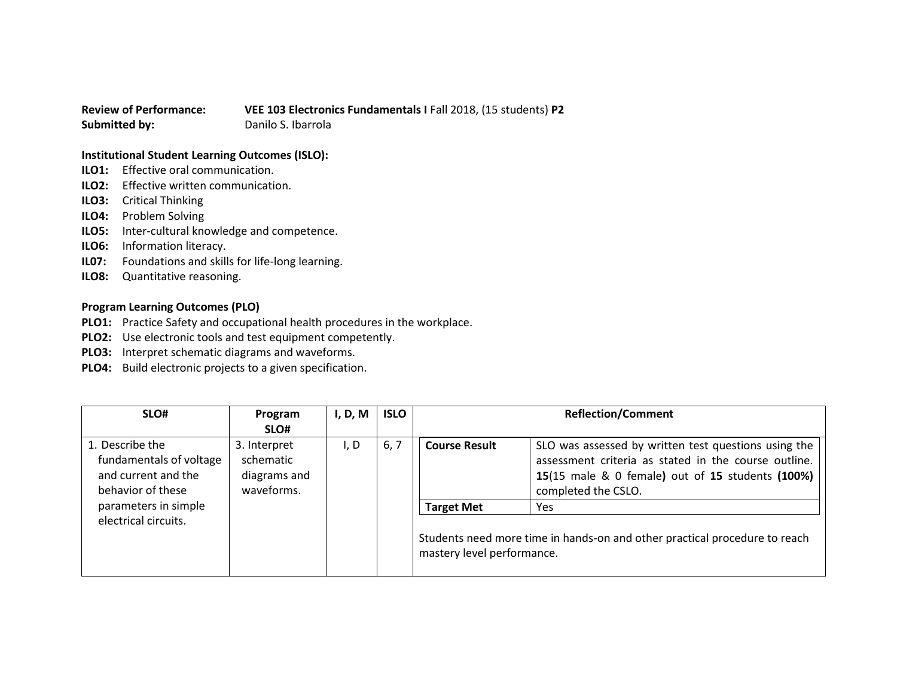**Review of Performance:** **VEE 103 Electronics Fundamentals I** Fall 2018, (15 students) **P2**
**Submitted by:** Danilo S. Ibarrola

**Institutional Student Learning Outcomes (ISLO):**

**ILO1:** Effective oral communication.
**ILO2:** Effective written communication.
**ILO3:** Critical Thinking
**ILO4:** Problem Solving
**ILO5:** Inter-cultural knowledge and competence.
**ILO6:** Information literacy.
**IL07:** Foundations and skills for life-long learning.
**ILO8:** Quantitative reasoning.

**Program Learning Outcomes (PLO)**

**PLO1:** Practice Safety and occupational health procedures in the workplace.
**PLO2:** Use electronic tools and test equipment competently.
**PLO3:** Interpret schematic diagrams and waveforms.
**PLO4:** Build electronic projects to a given specification.

| SLO# | Program SLO# | I, D, M | ISLO | Reflection/Comment | |
|---|---|---|---|---|---|
| 1. Describe the fundamentals of voltage and current and the behavior of these parameters in simple electrical circuits. | 3. Interpret schematic diagrams and waveforms. | I, D | 6, 7 | **Course Result** | SLO was assessed by written test questions using the assessment criteria as stated in the course outline. **15**(15 male & 0 female**)** out of **15** students **(100%)** completed the CSLO. |
| | | | | **Target Met** | Yes |
| | | | | Students need more time in hands-on and other practical procedure to reach mastery level performance. | |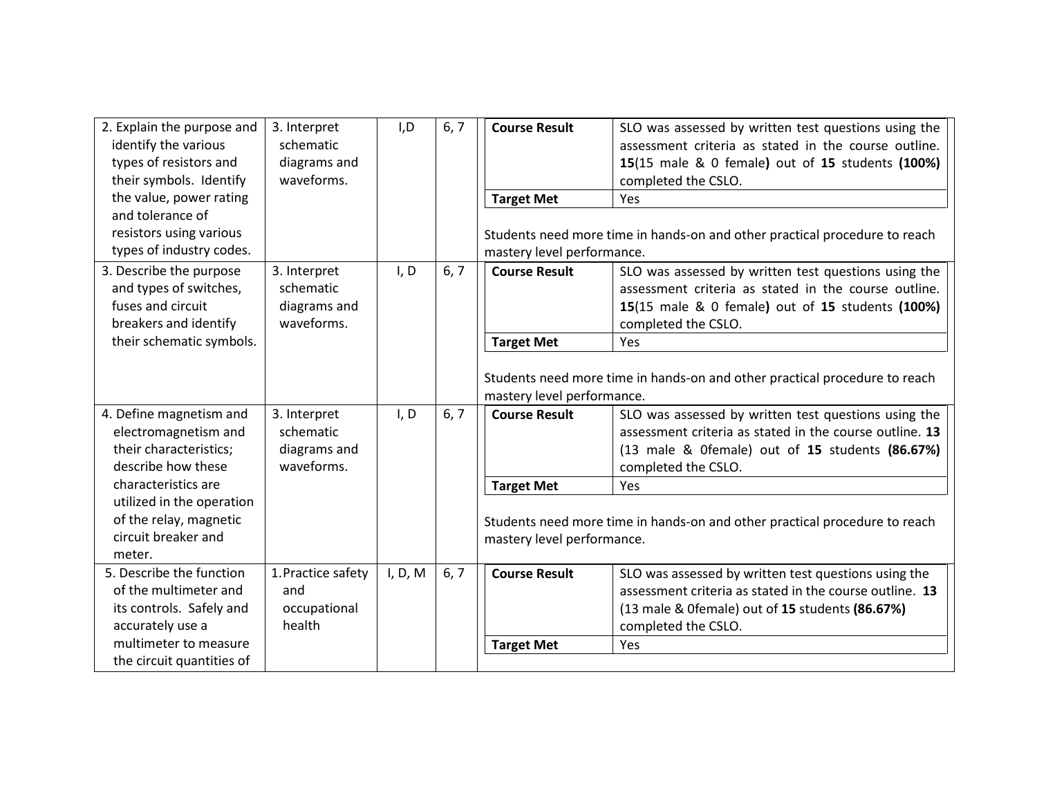| | | | | | |
|---|---|---|---|---|---|
| 2. Explain the purpose and identify the various types of resistors and their symbols. Identify the value, power rating and tolerance of resistors using various types of industry codes. | 3. Interpret schematic diagrams and waveforms. | I,D | 6, 7 | **Course Result** | SLO was assessed by written test questions using the assessment criteria as stated in the course outline. **15**(15 male & 0 female**)** out of **15** students **(100%)** completed the CSLO. |
| | | | | **Target Met** | Yes |
| | | | | Students need more time in hands-on and other practical procedure to reach mastery level performance. | |
| 3. Describe the purpose and types of switches, fuses and circuit breakers and identify their schematic symbols. | 3. Interpret schematic diagrams and waveforms. | I, D | 6, 7 | **Course Result** | SLO was assessed by written test questions using the assessment criteria as stated in the course outline. **15**(15 male & 0 female**)** out of **15** students **(100%)** completed the CSLO. |
| | | | | **Target Met** | Yes |
| | | | | Students need more time in hands-on and other practical procedure to reach mastery level performance. | |
| 4. Define magnetism and electromagnetism and their characteristics; describe how these characteristics are utilized in the operation of the relay, magnetic circuit breaker and meter. | 3. Interpret schematic diagrams and waveforms. | I, D | 6, 7 | **Course Result** | SLO was assessed by written test questions using the assessment criteria as stated in the course outline. **13** (13 male & 0female) out of **15** students **(86.67%)** completed the CSLO. |
| | | | | **Target Met** | Yes |
| | | | | Students need more time in hands-on and other practical procedure to reach mastery level performance. | |
| 5. Describe the function of the multimeter and its controls. Safely and accurately use a multimeter to measure the circuit quantities of | 1. Practice safety and occupational health | I, D, M | 6, 7 | **Course Result** | SLO was assessed by written test questions using the assessment criteria as stated in the course outline. **13** (13 male & 0female) out of **15** students **(86.67%)** completed the CSLO. |
| | | | | **Target Met** | Yes |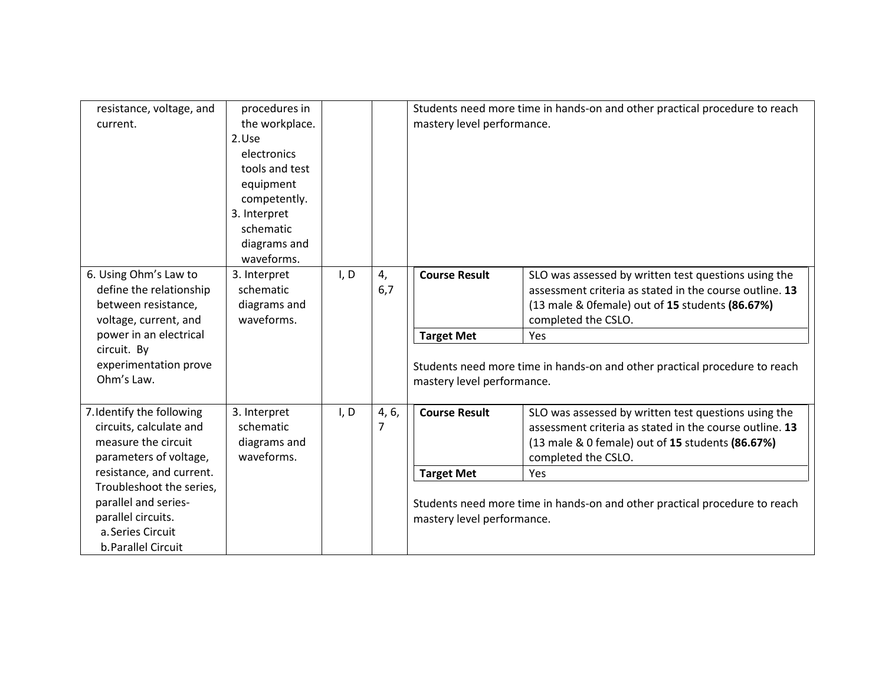| | | | | |
|---|---|---|---|---|
| resistance, voltage, and current. | procedures in the workplace.<br>2. Use electronics tools and test equipment competently.<br>3. Interpret schematic diagrams and waveforms. | | | Students need more time in hands-on and other practical procedure to reach mastery level performance. |
| 6. Using Ohm's Law to define the relationship between resistance, voltage, current, and power in an electrical circuit. By experimentation prove Ohm's Law. | 3. Interpret schematic diagrams and waveforms. | I, D | 4, 6,7 | **Course Result**: SLO was assessed by written test questions using the assessment criteria as stated in the course outline. **13** (13 male & 0female) out of **15** students **(86.67%)** completed the CSLO.<br>**Target Met**: Yes<br><br>Students need more time in hands-on and other practical procedure to reach mastery level performance. |
| 7. Identify the following circuits, calculate and measure the circuit parameters of voltage, resistance, and current. Troubleshoot the series, parallel and series-parallel circuits.<br>a. Series Circuit<br>b. Parallel Circuit | 3. Interpret schematic diagrams and waveforms. | I, D | 4, 6, 7 | **Course Result**: SLO was assessed by written test questions using the assessment criteria as stated in the course outline. **13** (13 male & 0 female) out of **15** students **(86.67%)** completed the CSLO.<br>**Target Met**: Yes<br><br>Students need more time in hands-on and other practical procedure to reach mastery level performance. |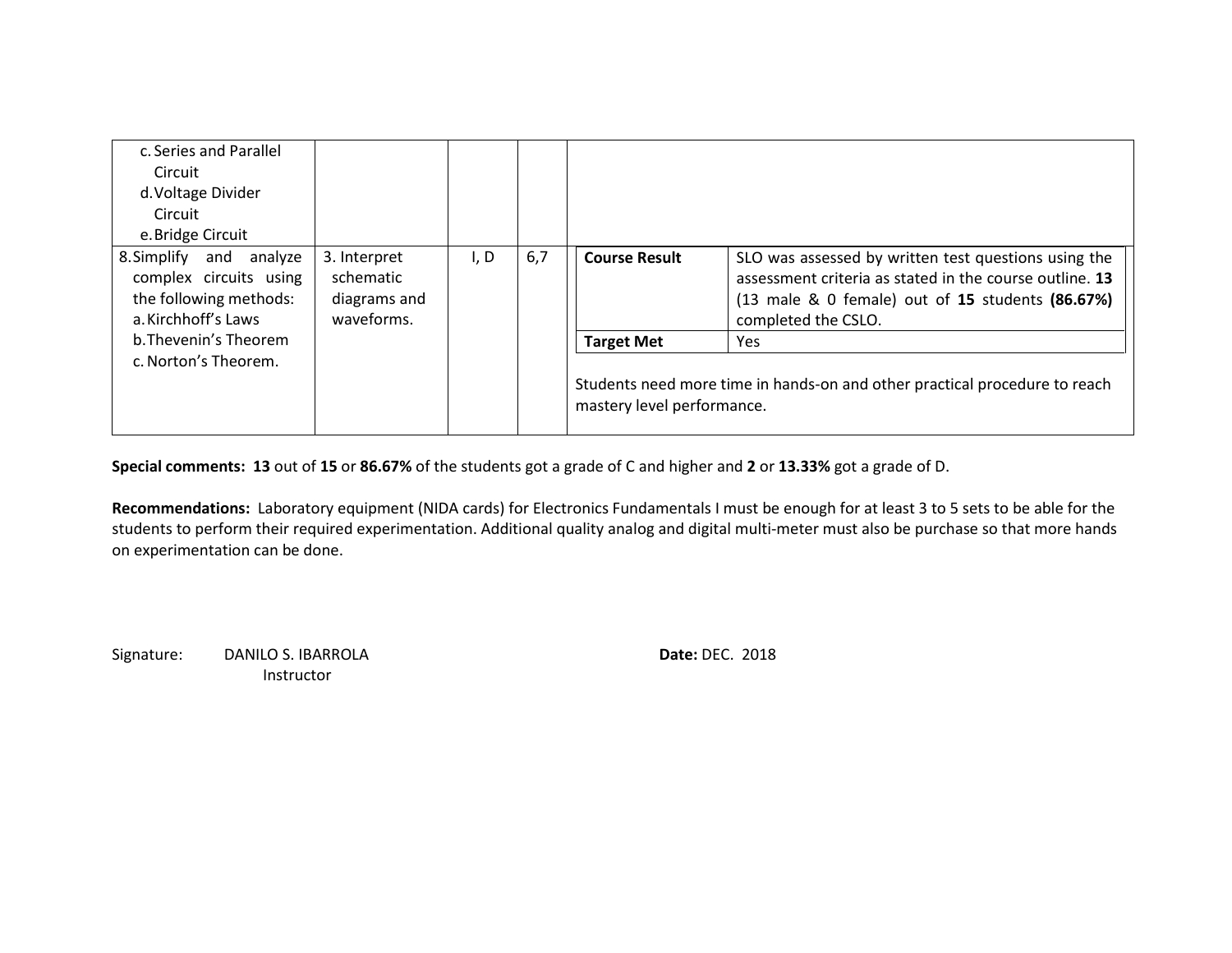| | | | | |
|---|---|---|---|---|
| c. Series and Parallel Circuit<br>d. Voltage Divider Circuit<br>e. Bridge Circuit | | | | |
| 8. Simplify and analyze complex circuits using the following methods:<br>a. Kirchhoff's Laws<br>b. Thevenin's Theorem<br>c. Norton's Theorem. | 3. Interpret schematic diagrams and waveforms. | I, D | 6,7 | **Course Result**: SLO was assessed by written test questions using the assessment criteria as stated in the course outline. **13** (13 male & 0 female) out of **15** students **(86.67%)** completed the CSLO.<br>**Target Met**: Yes<br><br>Students need more time in hands-on and other practical procedure to reach mastery level performance. |

**Special comments:** **13** out of **15** or **86.67%** of the students got a grade of C and higher and **2** or **13.33%** got a grade of D.

**Recommendations:** Laboratory equipment (NIDA cards) for Electronics Fundamentals I must be enough for at least 3 to 5 sets to be able for the students to perform their required experimentation. Additional quality analog and digital multi-meter must also be purchase so that more hands on experimentation can be done.

Signature: DANILO S. IBARROLA
Instructor

**Date:** DEC. 2018